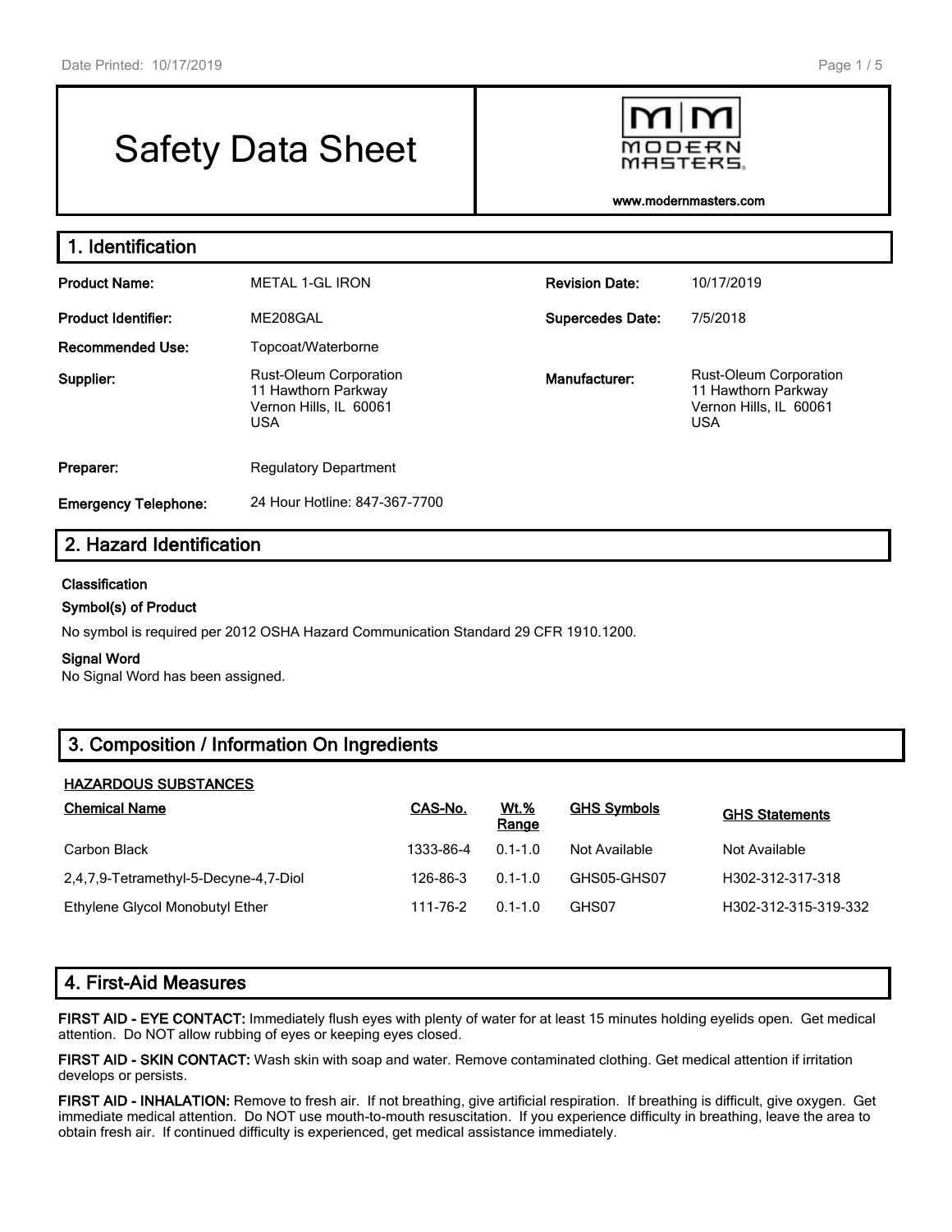# Safety Data Sheet

MODERN MASTERS

www.modernmasters.com

## 1. Identification

| | | | |
|---|---|---|---|
| **Product Name:** | METAL 1-GL IRON | **Revision Date:** | 10/17/2019 |
| **Product Identifier:** | ME208GAL | **Supercedes Date:** | 7/5/2018 |
| **Recommended Use:** | Topcoat/Waterborne | | |
| **Supplier:** | Rust-Oleum Corporation<br>11 Hawthorn Parkway<br>Vernon Hills, IL 60061<br>USA | **Manufacturer:** | Rust-Oleum Corporation<br>11 Hawthorn Parkway<br>Vernon Hills, IL 60061<br>USA |
| **Preparer:** | Regulatory Department | | |
| **Emergency Telephone:** | 24 Hour Hotline: 847-367-7700 | | |

## 2. Hazard Identification

**Classification**

**Symbol(s) of Product**

No symbol is required per 2012 OSHA Hazard Communication Standard 29 CFR 1910.1200.

**Signal Word**

No Signal Word has been assigned.

## 3. Composition / Information On Ingredients

**HAZARDOUS SUBSTANCES**

| Chemical Name | CAS-No. | Wt.% Range | GHS Symbols | GHS Statements |
|---|---|---|---|---|
| Carbon Black | 1333-86-4 | 0.1-1.0 | Not Available | Not Available |
| 2,4,7,9-Tetramethyl-5-Decyne-4,7-Diol | 126-86-3 | 0.1-1.0 | GHS05-GHS07 | H302-312-317-318 |
| Ethylene Glycol Monobutyl Ether | 111-76-2 | 0.1-1.0 | GHS07 | H302-312-315-319-332 |

## 4. First-Aid Measures

**FIRST AID - EYE CONTACT:** Immediately flush eyes with plenty of water for at least 15 minutes holding eyelids open. Get medical attention. Do NOT allow rubbing of eyes or keeping eyes closed.

**FIRST AID - SKIN CONTACT:** Wash skin with soap and water. Remove contaminated clothing. Get medical attention if irritation develops or persists.

**FIRST AID - INHALATION:** Remove to fresh air. If not breathing, give artificial respiration. If breathing is difficult, give oxygen. Get immediate medical attention. Do NOT use mouth-to-mouth resuscitation. If you experience difficulty in breathing, leave the area to obtain fresh air. If continued difficulty is experienced, get medical assistance immediately.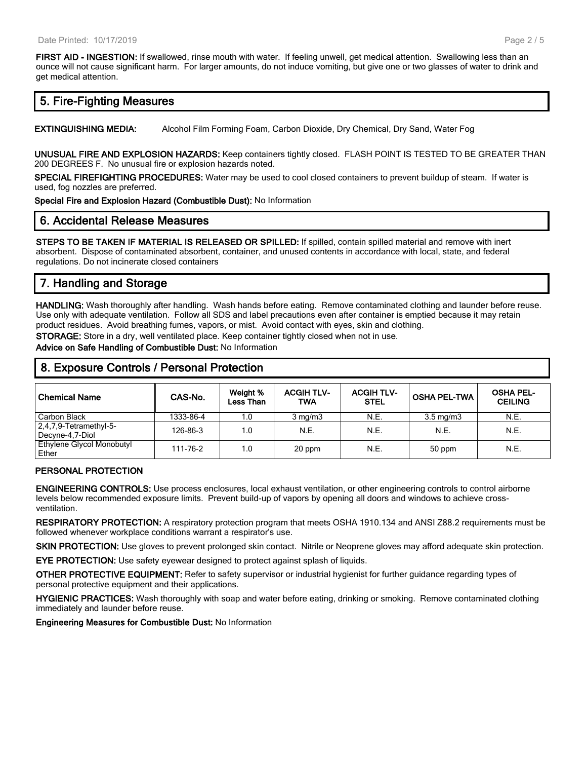**FIRST AID - INGESTION:** If swallowed, rinse mouth with water. If feeling unwell, get medical attention. Swallowing less than an ounce will not cause significant harm. For larger amounts, do not induce vomiting, but give one or two glasses of water to drink and get medical attention.

## 5. Fire-Fighting Measures

**EXTINGUISHING MEDIA:** Alcohol Film Forming Foam, Carbon Dioxide, Dry Chemical, Dry Sand, Water Fog

**UNUSUAL FIRE AND EXPLOSION HAZARDS:** Keep containers tightly closed. FLASH POINT IS TESTED TO BE GREATER THAN 200 DEGREES F. No unusual fire or explosion hazards noted.

**SPECIAL FIREFIGHTING PROCEDURES:** Water may be used to cool closed containers to prevent buildup of steam. If water is used, fog nozzles are preferred.

**Special Fire and Explosion Hazard (Combustible Dust):** No Information

## 6. Accidental Release Measures

**STEPS TO BE TAKEN IF MATERIAL IS RELEASED OR SPILLED:** If spilled, contain spilled material and remove with inert absorbent. Dispose of contaminated absorbent, container, and unused contents in accordance with local, state, and federal regulations. Do not incinerate closed containers

## 7. Handling and Storage

**HANDLING:** Wash thoroughly after handling. Wash hands before eating. Remove contaminated clothing and launder before reuse. Use only with adequate ventilation. Follow all SDS and label precautions even after container is emptied because it may retain product residues. Avoid breathing fumes, vapors, or mist. Avoid contact with eyes, skin and clothing.

**STORAGE:** Store in a dry, well ventilated place. Keep container tightly closed when not in use.

**Advice on Safe Handling of Combustible Dust:** No Information

## 8. Exposure Controls / Personal Protection

| Chemical Name | CAS-No. | Weight % Less Than | ACGIH TLV-TWA | ACGIH TLV-STEL | OSHA PEL-TWA | OSHA PEL-CEILING |
|---|---|---|---|---|---|---|
| Carbon Black | 1333-86-4 | 1.0 | 3 mg/m3 | N.E. | 3.5 mg/m3 | N.E. |
| 2,4,7,9-Tetramethyl-5-Decyne-4,7-Diol | 126-86-3 | 1.0 | N.E. | N.E. | N.E. | N.E. |
| Ethylene Glycol Monobutyl Ether | 111-76-2 | 1.0 | 20 ppm | N.E. | 50 ppm | N.E. |

**PERSONAL PROTECTION**

**ENGINEERING CONTROLS:** Use process enclosures, local exhaust ventilation, or other engineering controls to control airborne levels below recommended exposure limits. Prevent build-up of vapors by opening all doors and windows to achieve cross-ventilation.

**RESPIRATORY PROTECTION:** A respiratory protection program that meets OSHA 1910.134 and ANSI Z88.2 requirements must be followed whenever workplace conditions warrant a respirator's use.

**SKIN PROTECTION:** Use gloves to prevent prolonged skin contact. Nitrile or Neoprene gloves may afford adequate skin protection.

**EYE PROTECTION:** Use safety eyewear designed to protect against splash of liquids.

**OTHER PROTECTIVE EQUIPMENT:** Refer to safety supervisor or industrial hygienist for further guidance regarding types of personal protective equipment and their applications.

**HYGIENIC PRACTICES:** Wash thoroughly with soap and water before eating, drinking or smoking. Remove contaminated clothing immediately and launder before reuse.

**Engineering Measures for Combustible Dust:** No Information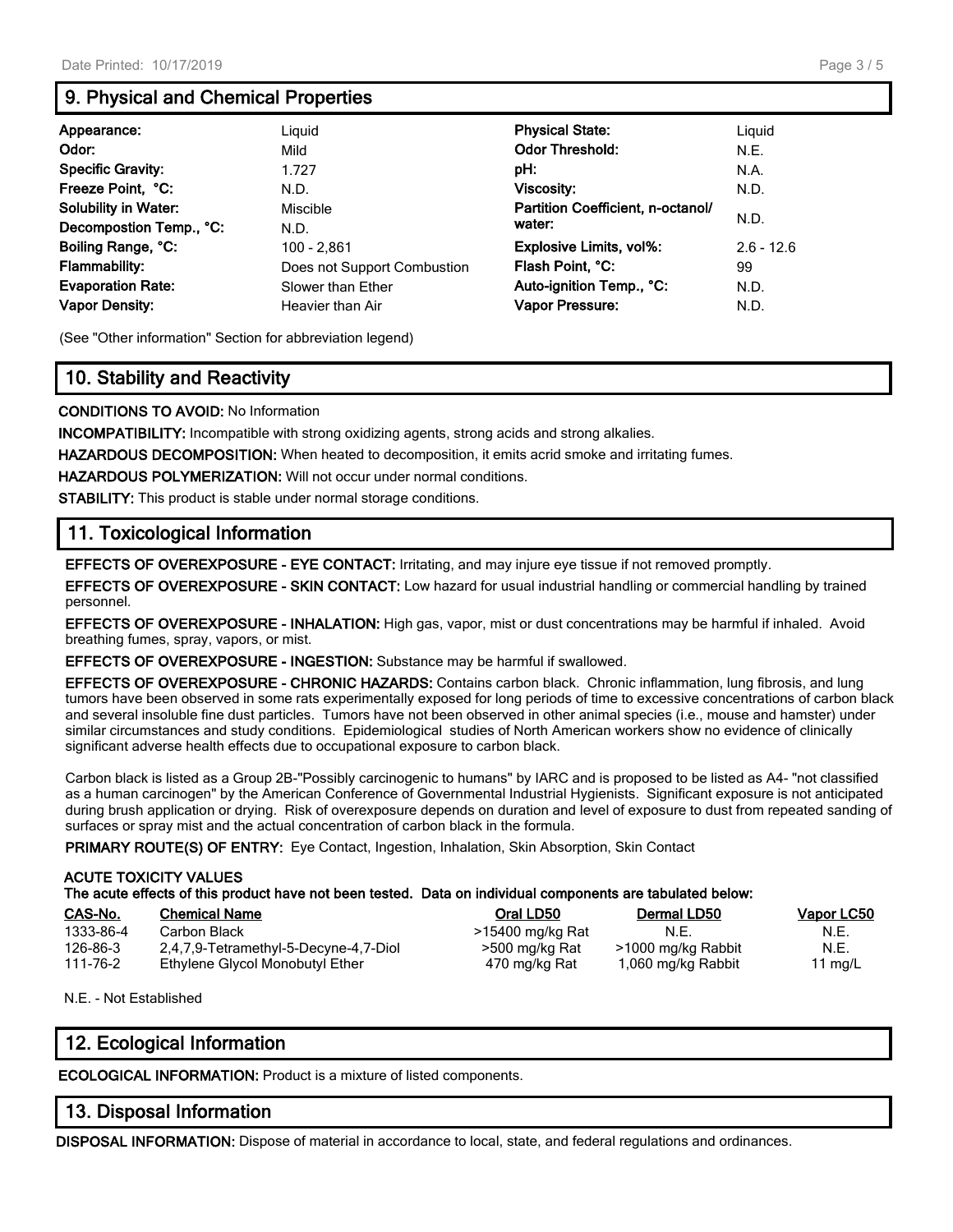## 9. Physical and Chemical Properties

| | | | |
|---|---|---|---|
| **Appearance:** | Liquid | **Physical State:** | Liquid |
| **Odor:** | Mild | **Odor Threshold:** | N.E. |
| **Specific Gravity:** | 1.727 | **pH:** | N.A. |
| **Freeze Point, °C:** | N.D. | **Viscosity:** | N.D. |
| **Solubility in Water:** | Miscible | **Partition Coefficient, n-octanol/ water:** | N.D. |
| **Decompostion Temp., °C:** | N.D. | | |
| **Boiling Range, °C:** | 100 - 2,861 | **Explosive Limits, vol%:** | 2.6 - 12.6 |
| **Flammability:** | Does not Support Combustion | **Flash Point, °C:** | 99 |
| **Evaporation Rate:** | Slower than Ether | **Auto-ignition Temp., °C:** | N.D. |
| **Vapor Density:** | Heavier than Air | **Vapor Pressure:** | N.D. |

(See "Other information" Section for abbreviation legend)

## 10. Stability and Reactivity

**CONDITIONS TO AVOID:** No Information

**INCOMPATIBILITY:** Incompatible with strong oxidizing agents, strong acids and strong alkalies.

**HAZARDOUS DECOMPOSITION:** When heated to decomposition, it emits acrid smoke and irritating fumes.

**HAZARDOUS POLYMERIZATION:** Will not occur under normal conditions.

**STABILITY:** This product is stable under normal storage conditions.

## 11. Toxicological Information

**EFFECTS OF OVEREXPOSURE - EYE CONTACT:** Irritating, and may injure eye tissue if not removed promptly.

**EFFECTS OF OVEREXPOSURE - SKIN CONTACT:** Low hazard for usual industrial handling or commercial handling by trained personnel.

**EFFECTS OF OVEREXPOSURE - INHALATION:** High gas, vapor, mist or dust concentrations may be harmful if inhaled. Avoid breathing fumes, spray, vapors, or mist.

**EFFECTS OF OVEREXPOSURE - INGESTION:** Substance may be harmful if swallowed.

**EFFECTS OF OVEREXPOSURE - CHRONIC HAZARDS:** Contains carbon black. Chronic inflammation, lung fibrosis, and lung tumors have been observed in some rats experimentally exposed for long periods of time to excessive concentrations of carbon black and several insoluble fine dust particles. Tumors have not been observed in other animal species (i.e., mouse and hamster) under similar circumstances and study conditions. Epidemiological studies of North American workers show no evidence of clinically significant adverse health effects due to occupational exposure to carbon black.

Carbon black is listed as a Group 2B-"Possibly carcinogenic to humans" by IARC and is proposed to be listed as A4- "not classified as a human carcinogen" by the American Conference of Governmental Industrial Hygienists. Significant exposure is not anticipated during brush application or drying. Risk of overexposure depends on duration and level of exposure to dust from repeated sanding of surfaces or spray mist and the actual concentration of carbon black in the formula.

**PRIMARY ROUTE(S) OF ENTRY:** Eye Contact, Ingestion, Inhalation, Skin Absorption, Skin Contact

**ACUTE TOXICITY VALUES**
**The acute effects of this product have not been tested. Data on individual components are tabulated below:**

| CAS-No. | Chemical Name | Oral LD50 | Dermal LD50 | Vapor LC50 |
|---|---|---|---|---|
| 1333-86-4 | Carbon Black | >15400 mg/kg Rat | N.E. | N.E. |
| 126-86-3 | 2,4,7,9-Tetramethyl-5-Decyne-4,7-Diol | >500 mg/kg Rat | >1000 mg/kg Rabbit | N.E. |
| 111-76-2 | Ethylene Glycol Monobutyl Ether | 470 mg/kg Rat | 1,060 mg/kg Rabbit | 11 mg/L |

N.E. - Not Established

## 12. Ecological Information

**ECOLOGICAL INFORMATION:** Product is a mixture of listed components.

## 13. Disposal Information

**DISPOSAL INFORMATION:** Dispose of material in accordance to local, state, and federal regulations and ordinances.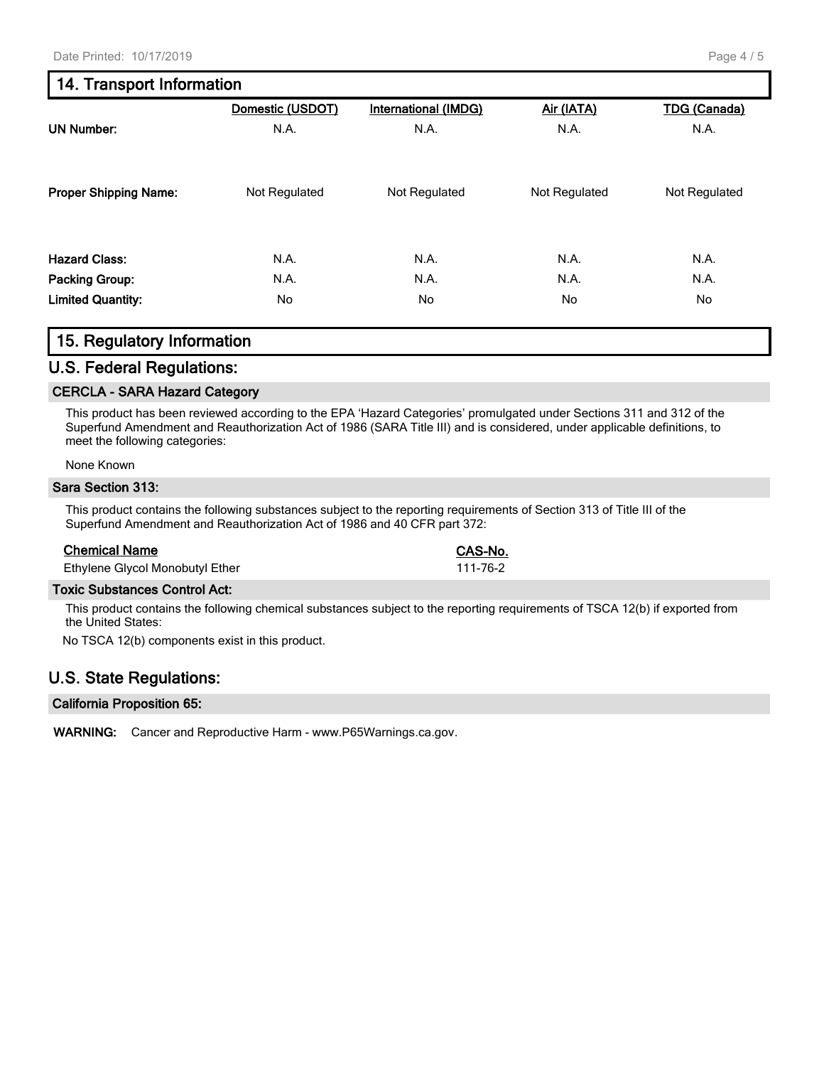## 14. Transport Information

| | Domestic (USDOT) | International (IMDG) | Air (IATA) | TDG (Canada) |
|---|---|---|---|---|
| **UN Number:** | N.A. | N.A. | N.A. | N.A. |
| **Proper Shipping Name:** | Not Regulated | Not Regulated | Not Regulated | Not Regulated |
| **Hazard Class:** | N.A. | N.A. | N.A. | N.A. |
| **Packing Group:** | N.A. | N.A. | N.A. | N.A. |
| **Limited Quantity:** | No | No | No | No |

## 15. Regulatory Information

## U.S. Federal Regulations:

### CERCLA - SARA Hazard Category

This product has been reviewed according to the EPA 'Hazard Categories' promulgated under Sections 311 and 312 of the Superfund Amendment and Reauthorization Act of 1986 (SARA Title III) and is considered, under applicable definitions, to meet the following categories:

None Known

### Sara Section 313:

This product contains the following substances subject to the reporting requirements of Section 313 of Title III of the Superfund Amendment and Reauthorization Act of 1986 and 40 CFR part 372:

| Chemical Name | CAS-No. |
|---|---|
| Ethylene Glycol Monobutyl Ether | 111-76-2 |

### Toxic Substances Control Act:

This product contains the following chemical substances subject to the reporting requirements of TSCA 12(b) if exported from the United States:

No TSCA 12(b) components exist in this product.

## U.S. State Regulations:

### California Proposition 65:

**WARNING:** Cancer and Reproductive Harm - www.P65Warnings.ca.gov.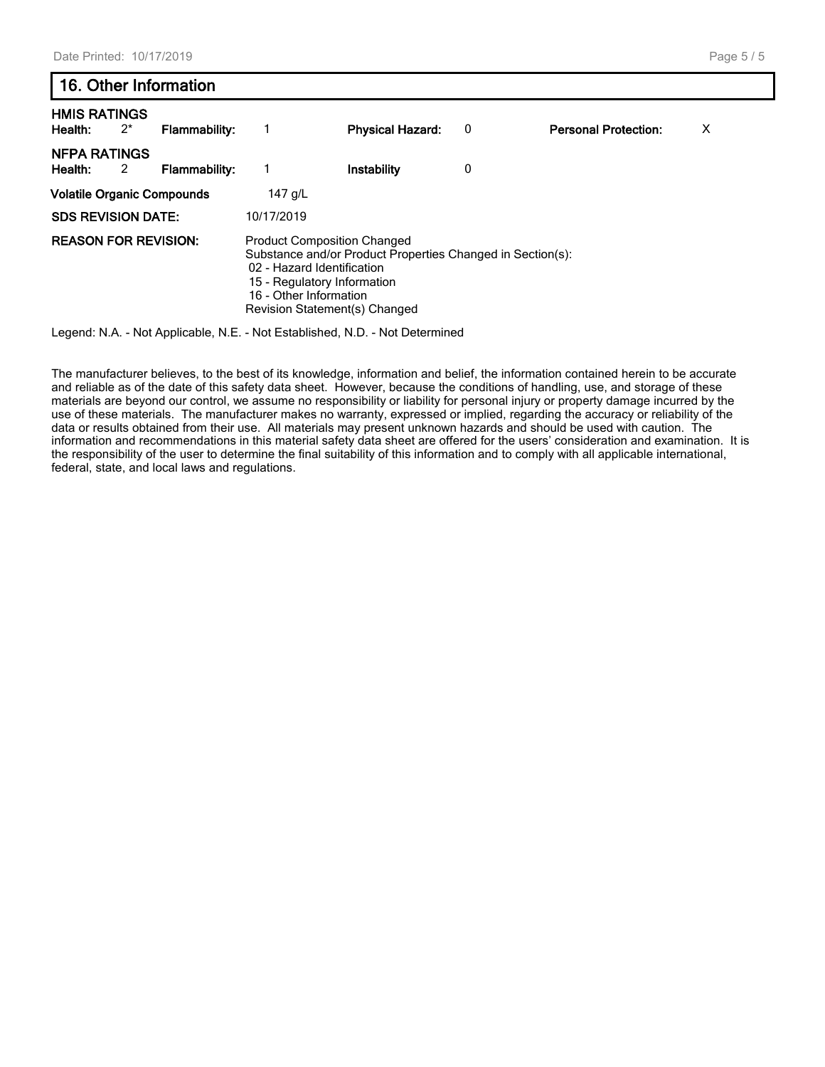## 16. Other Information

**HMIS RATINGS**

| | | | | | | | |
|---|---|---|---|---|---|---|---|
| **Health:** | 2* | **Flammability:** | 1 | **Physical Hazard:** | 0 | **Personal Protection:** | X |

**NFPA RATINGS**

| | | | | | |
|---|---|---|---|---|---|
| **Health:** | 2 | **Flammability:** | 1 | **Instability** | 0 |

**Volatile Organic Compounds** 147 g/L

**SDS REVISION DATE:** 10/17/2019

**REASON FOR REVISION:**
Product Composition Changed
Substance and/or Product Properties Changed in Section(s):
02 - Hazard Identification
15 - Regulatory Information
16 - Other Information
Revision Statement(s) Changed

Legend: N.A. - Not Applicable, N.E. - Not Established, N.D. - Not Determined

The manufacturer believes, to the best of its knowledge, information and belief, the information contained herein to be accurate and reliable as of the date of this safety data sheet. However, because the conditions of handling, use, and storage of these materials are beyond our control, we assume no responsibility or liability for personal injury or property damage incurred by the use of these materials. The manufacturer makes no warranty, expressed or implied, regarding the accuracy or reliability of the data or results obtained from their use. All materials may present unknown hazards and should be used with caution. The information and recommendations in this material safety data sheet are offered for the users' consideration and examination. It is the responsibility of the user to determine the final suitability of this information and to comply with all applicable international, federal, state, and local laws and regulations.